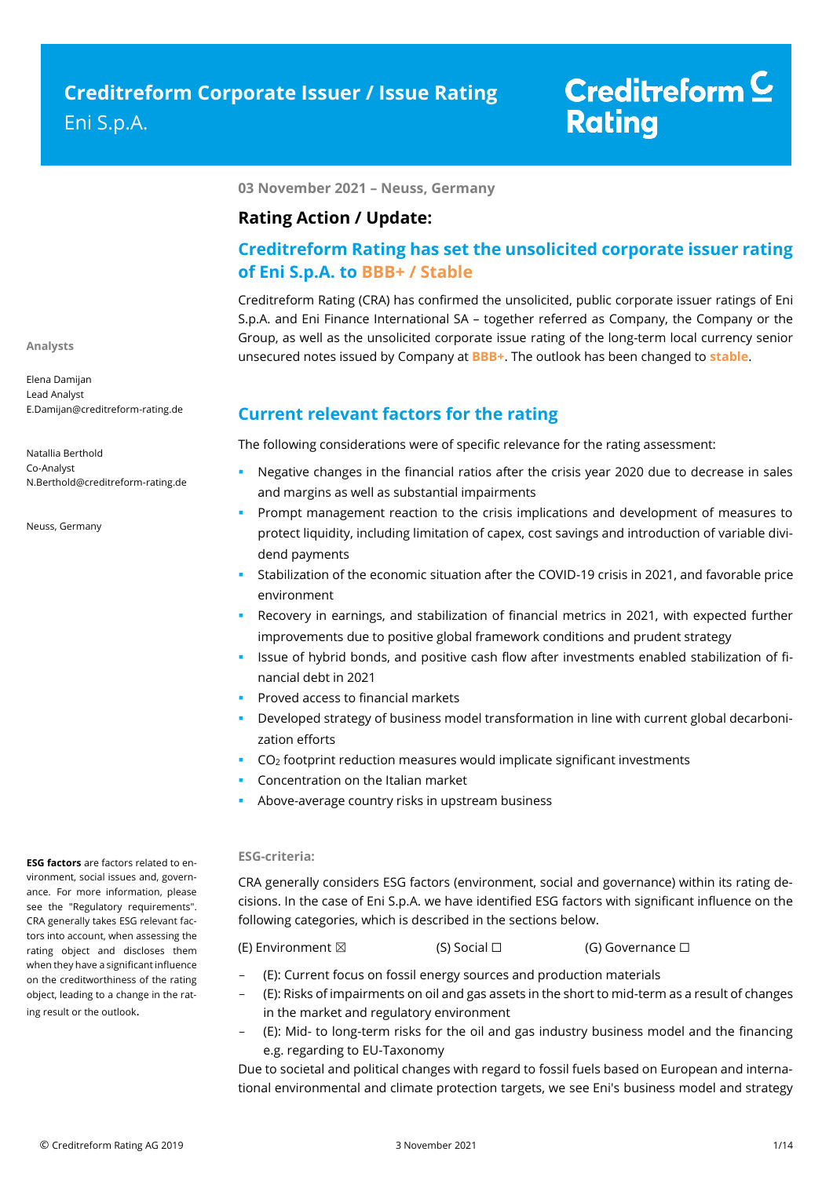# Creditreform Corporate Issuer / Issue Rating

Eni S.p.A.

Creditreform Rating

03 November 2021 – Neuss, Germany

## Rating Action / Update:

## Creditreform Rating has set the unsolicited corporate issuer rating of Eni S.p.A. to BBB+ / Stable

Creditreform Rating (CRA) has confirmed the unsolicited, public corporate issuer ratings of Eni S.p.A. and Eni Finance International SA – together referred as Company, the Company or the Group, as well as the unsolicited corporate issue rating of the long-term local currency senior unsecured notes issued by Company at **BBB+**. The outlook has been changed to **stable**.

**Analysts**

Elena Damijan
Lead Analyst
E.Damijan@creditreform-rating.de

Natallia Berthold
Co-Analyst
N.Berthold@creditreform-rating.de

Neuss, Germany

## Current relevant factors for the rating

The following considerations were of specific relevance for the rating assessment:

- Negative changes in the financial ratios after the crisis year 2020 due to decrease in sales and margins as well as substantial impairments
- Prompt management reaction to the crisis implications and development of measures to protect liquidity, including limitation of capex, cost savings and introduction of variable dividend payments
- Stabilization of the economic situation after the COVID-19 crisis in 2021, and favorable price environment
- Recovery in earnings, and stabilization of financial metrics in 2021, with expected further improvements due to positive global framework conditions and prudent strategy
- Issue of hybrid bonds, and positive cash flow after investments enabled stabilization of financial debt in 2021
- Proved access to financial markets
- Developed strategy of business model transformation in line with current global decarbonization efforts
- $CO_2$ footprint reduction measures would implicate significant investments
- Concentration on the Italian market
- Above-average country risks in upstream business

**ESG-criteria:**

CRA generally considers ESG factors (environment, social and governance) within its rating decisions. In the case of Eni S.p.A. we have identified ESG factors with significant influence on the following categories, which is described in the sections below.

(E) Environment ☒ (S) Social ☐ (G) Governance ☐

- (E): Current focus on fossil energy sources and production materials
- (E): Risks of impairments on oil and gas assets in the short to mid-term as a result of changes in the market and regulatory environment
- (E): Mid- to long-term risks for the oil and gas industry business model and the financing e.g. regarding to EU-Taxonomy

Due to societal and political changes with regard to fossil fuels based on European and international environmental and climate protection targets, we see Eni's business model and strategy

**ESG factors** are factors related to environment, social issues and, governance. For more information, please see the "Regulatory requirements". CRA generally takes ESG relevant factors into account, when assessing the rating object and discloses them when they have a significant influence on the creditworthiness of the rating object, leading to a change in the rating result or the outlook.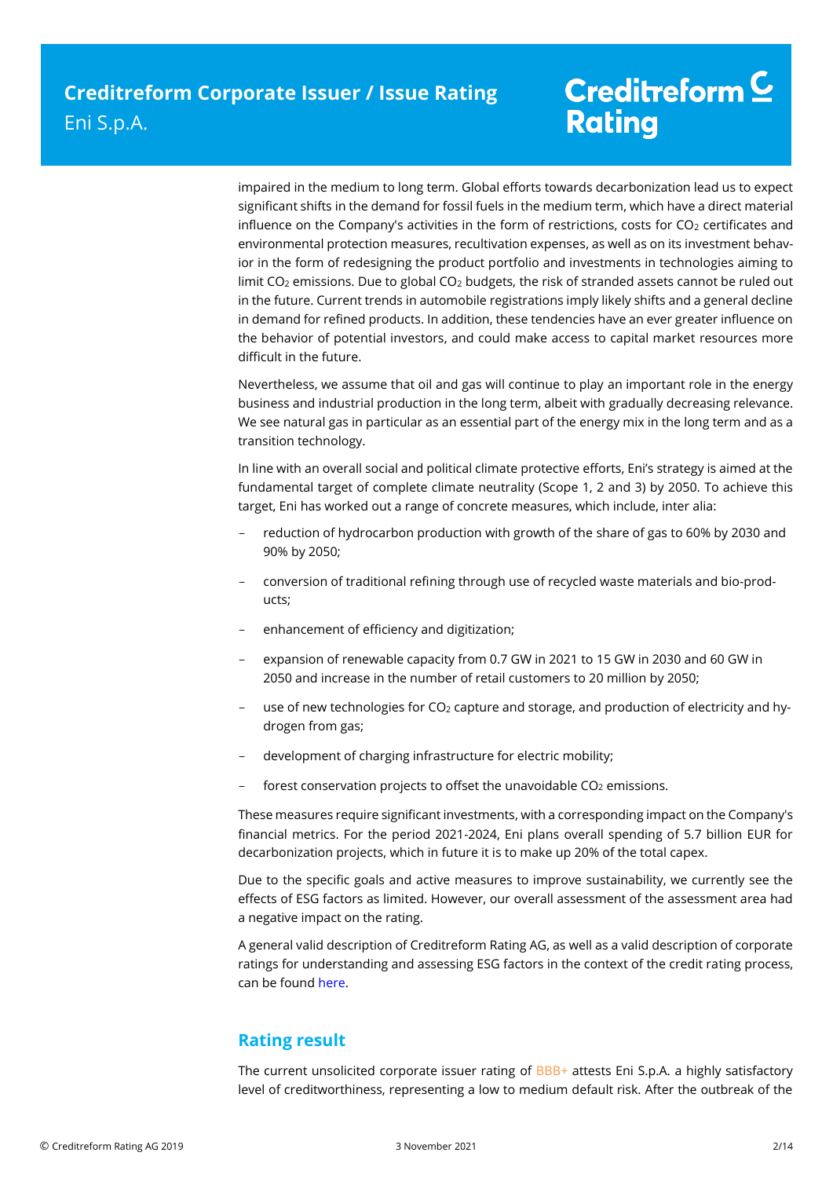impaired in the medium to long term. Global efforts towards decarbonization lead us to expect significant shifts in the demand for fossil fuels in the medium term, which have a direct material influence on the Company's activities in the form of restrictions, costs for $CO_2$ certificates and environmental protection measures, recultivation expenses, as well as on its investment behavior in the form of redesigning the product portfolio and investments in technologies aiming to limit $CO_2$ emissions. Due to global $CO_2$ budgets, the risk of stranded assets cannot be ruled out in the future. Current trends in automobile registrations imply likely shifts and a general decline in demand for refined products. In addition, these tendencies have an ever greater influence on the behavior of potential investors, and could make access to capital market resources more difficult in the future.

Nevertheless, we assume that oil and gas will continue to play an important role in the energy business and industrial production in the long term, albeit with gradually decreasing relevance. We see natural gas in particular as an essential part of the energy mix in the long term and as a transition technology.

In line with an overall social and political climate protective efforts, Eni's strategy is aimed at the fundamental target of complete climate neutrality (Scope 1, 2 and 3) by 2050. To achieve this target, Eni has worked out a range of concrete measures, which include, inter alia:

- reduction of hydrocarbon production with growth of the share of gas to 60% by 2030 and 90% by 2050;
- conversion of traditional refining through use of recycled waste materials and bio-products;
- enhancement of efficiency and digitization;
- expansion of renewable capacity from 0.7 GW in 2021 to 15 GW in 2030 and 60 GW in 2050 and increase in the number of retail customers to 20 million by 2050;
- use of new technologies for $CO_2$ capture and storage, and production of electricity and hydrogen from gas;
- development of charging infrastructure for electric mobility;
- forest conservation projects to offset the unavoidable $CO_2$ emissions.

These measures require significant investments, with a corresponding impact on the Company's financial metrics. For the period 2021-2024, Eni plans overall spending of 5.7 billion EUR for decarbonization projects, which in future it is to make up 20% of the total capex.

Due to the specific goals and active measures to improve sustainability, we currently see the effects of ESG factors as limited. However, our overall assessment of the assessment area had a negative impact on the rating.

A general valid description of Creditreform Rating AG, as well as a valid description of corporate ratings for understanding and assessing ESG factors in the context of the credit rating process, can be found here.

## Rating result

The current unsolicited corporate issuer rating of BBB+ attests Eni S.p.A. a highly satisfactory level of creditworthiness, representing a low to medium default risk. After the outbreak of the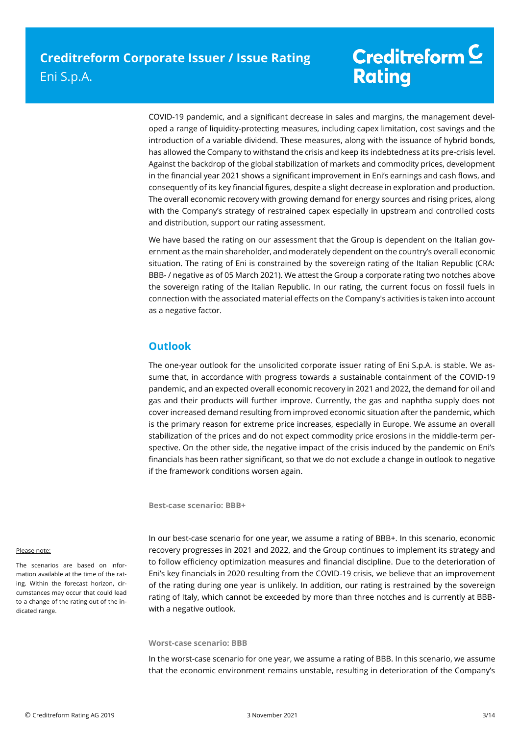COVID-19 pandemic, and a significant decrease in sales and margins, the management developed a range of liquidity-protecting measures, including capex limitation, cost savings and the introduction of a variable dividend. These measures, along with the issuance of hybrid bonds, has allowed the Company to withstand the crisis and keep its indebtedness at its pre-crisis level. Against the backdrop of the global stabilization of markets and commodity prices, development in the financial year 2021 shows a significant improvement in Eni's earnings and cash flows, and consequently of its key financial figures, despite a slight decrease in exploration and production. The overall economic recovery with growing demand for energy sources and rising prices, along with the Company's strategy of restrained capex especially in upstream and controlled costs and distribution, support our rating assessment.

We have based the rating on our assessment that the Group is dependent on the Italian government as the main shareholder, and moderately dependent on the country's overall economic situation. The rating of Eni is constrained by the sovereign rating of the Italian Republic (CRA: BBB- / negative as of 05 March 2021). We attest the Group a corporate rating two notches above the sovereign rating of the Italian Republic. In our rating, the current focus on fossil fuels in connection with the associated material effects on the Company's activities is taken into account as a negative factor.

## Outlook

The one-year outlook for the unsolicited corporate issuer rating of Eni S.p.A. is stable. We assume that, in accordance with progress towards a sustainable containment of the COVID-19 pandemic, and an expected overall economic recovery in 2021 and 2022, the demand for oil and gas and their products will further improve. Currently, the gas and naphtha supply does not cover increased demand resulting from improved economic situation after the pandemic, which is the primary reason for extreme price increases, especially in Europe. We assume an overall stabilization of the prices and do not expect commodity price erosions in the middle-term perspective. On the other side, the negative impact of the crisis induced by the pandemic on Eni's financials has been rather significant, so that we do not exclude a change in outlook to negative if the framework conditions worsen again.

### Best-case scenario: BBB+

In our best-case scenario for one year, we assume a rating of BBB+. In this scenario, economic recovery progresses in 2021 and 2022, and the Group continues to implement its strategy and to follow efficiency optimization measures and financial discipline. Due to the deterioration of Eni's key financials in 2020 resulting from the COVID-19 crisis, we believe that an improvement of the rating during one year is unlikely. In addition, our rating is restrained by the sovereign rating of Italy, which cannot be exceeded by more than three notches and is currently at BBB- with a negative outlook.

Please note:

The scenarios are based on information available at the time of the rating. Within the forecast horizon, circumstances may occur that could lead to a change of the rating out of the indicated range.

### Worst-case scenario: BBB

In the worst-case scenario for one year, we assume a rating of BBB. In this scenario, we assume that the economic environment remains unstable, resulting in deterioration of the Company's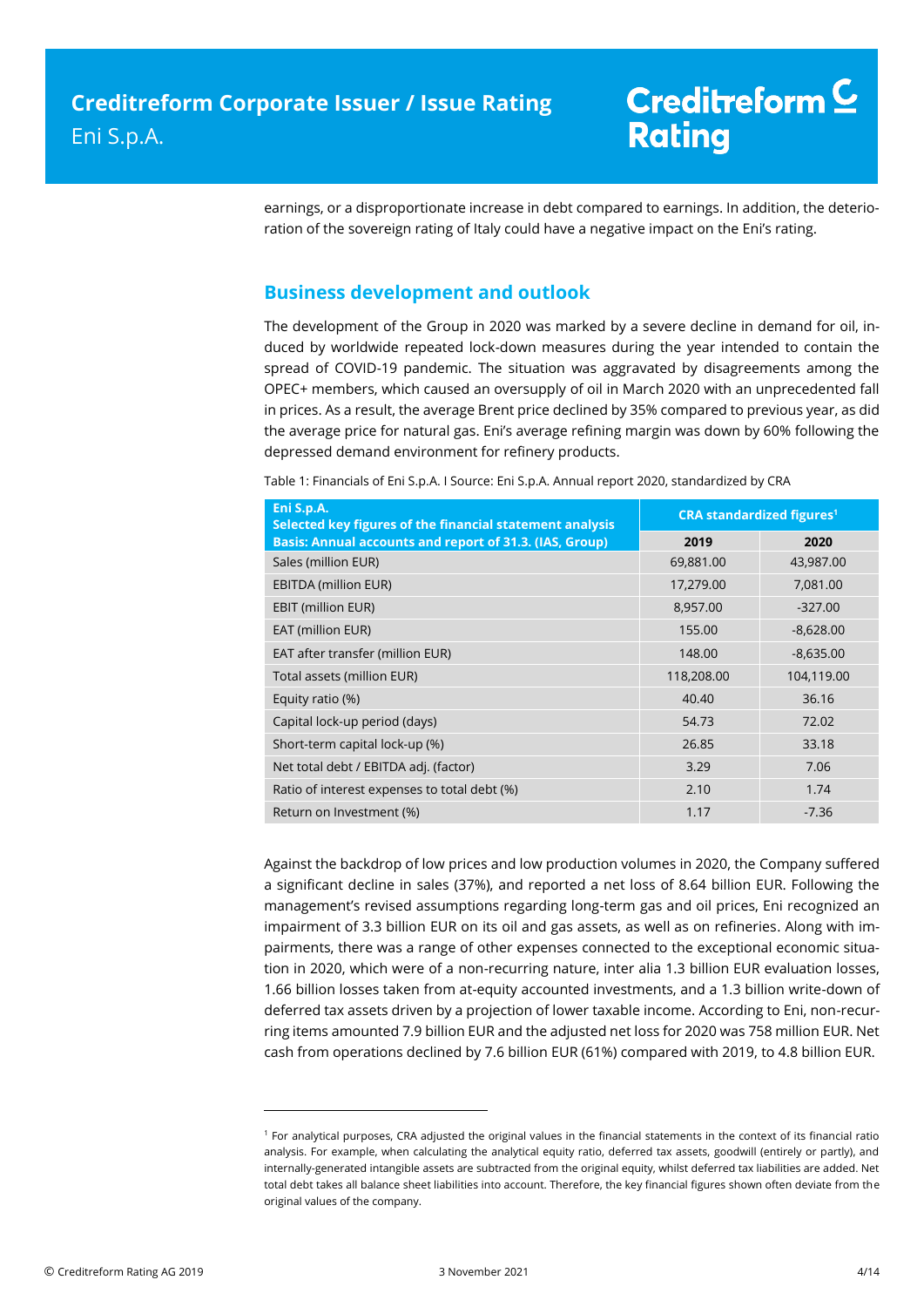earnings, or a disproportionate increase in debt compared to earnings. In addition, the deterioration of the sovereign rating of Italy could have a negative impact on the Eni's rating.

## Business development and outlook

The development of the Group in 2020 was marked by a severe decline in demand for oil, induced by worldwide repeated lock-down measures during the year intended to contain the spread of COVID-19 pandemic. The situation was aggravated by disagreements among the OPEC+ members, which caused an oversupply of oil in March 2020 with an unprecedented fall in prices. As a result, the average Brent price declined by 35% compared to previous year, as did the average price for natural gas. Eni's average refining margin was down by 60% following the depressed demand environment for refinery products.

Table 1: Financials of Eni S.p.A. I Source: Eni S.p.A. Annual report 2020, standardized by CRA

| Eni S.p.A.<br>Selected key figures of the financial statement analysis<br>Basis: Annual accounts and report of 31.3. (IAS, Group) | CRA standardized figures[1] | |
|---|---|---|
| | 2019 | 2020 |
| Sales (million EUR) | 69,881.00 | 43,987.00 |
| EBITDA (million EUR) | 17,279.00 | 7,081.00 |
| EBIT (million EUR) | 8,957.00 | -327.00 |
| EAT (million EUR) | 155.00 | -8,628.00 |
| EAT after transfer (million EUR) | 148.00 | -8,635.00 |
| Total assets (million EUR) | 118,208.00 | 104,119.00 |
| Equity ratio (%) | 40.40 | 36.16 |
| Capital lock-up period (days) | 54.73 | 72.02 |
| Short-term capital lock-up (%) | 26.85 | 33.18 |
| Net total debt / EBITDA adj. (factor) | 3.29 | 7.06 |
| Ratio of interest expenses to total debt (%) | 2.10 | 1.74 |
| Return on Investment (%) | 1.17 | -7.36 |

Against the backdrop of low prices and low production volumes in 2020, the Company suffered a significant decline in sales (37%), and reported a net loss of 8.64 billion EUR. Following the management's revised assumptions regarding long-term gas and oil prices, Eni recognized an impairment of 3.3 billion EUR on its oil and gas assets, as well as on refineries. Along with impairments, there was a range of other expenses connected to the exceptional economic situation in 2020, which were of a non-recurring nature, inter alia 1.3 billion EUR evaluation losses, 1.66 billion losses taken from at-equity accounted investments, and a 1.3 billion write-down of deferred tax assets driven by a projection of lower taxable income. According to Eni, non-recurring items amounted 7.9 billion EUR and the adjusted net loss for 2020 was 758 million EUR. Net cash from operations declined by 7.6 billion EUR (61%) compared with 2019, to 4.8 billion EUR.

---

[1] For analytical purposes, CRA adjusted the original values in the financial statements in the context of its financial ratio analysis. For example, when calculating the analytical equity ratio, deferred tax assets, goodwill (entirely or partly), and internally-generated intangible assets are subtracted from the original equity, whilst deferred tax liabilities are added. Net total debt takes all balance sheet liabilities into account. Therefore, the key financial figures shown often deviate from the original values of the company.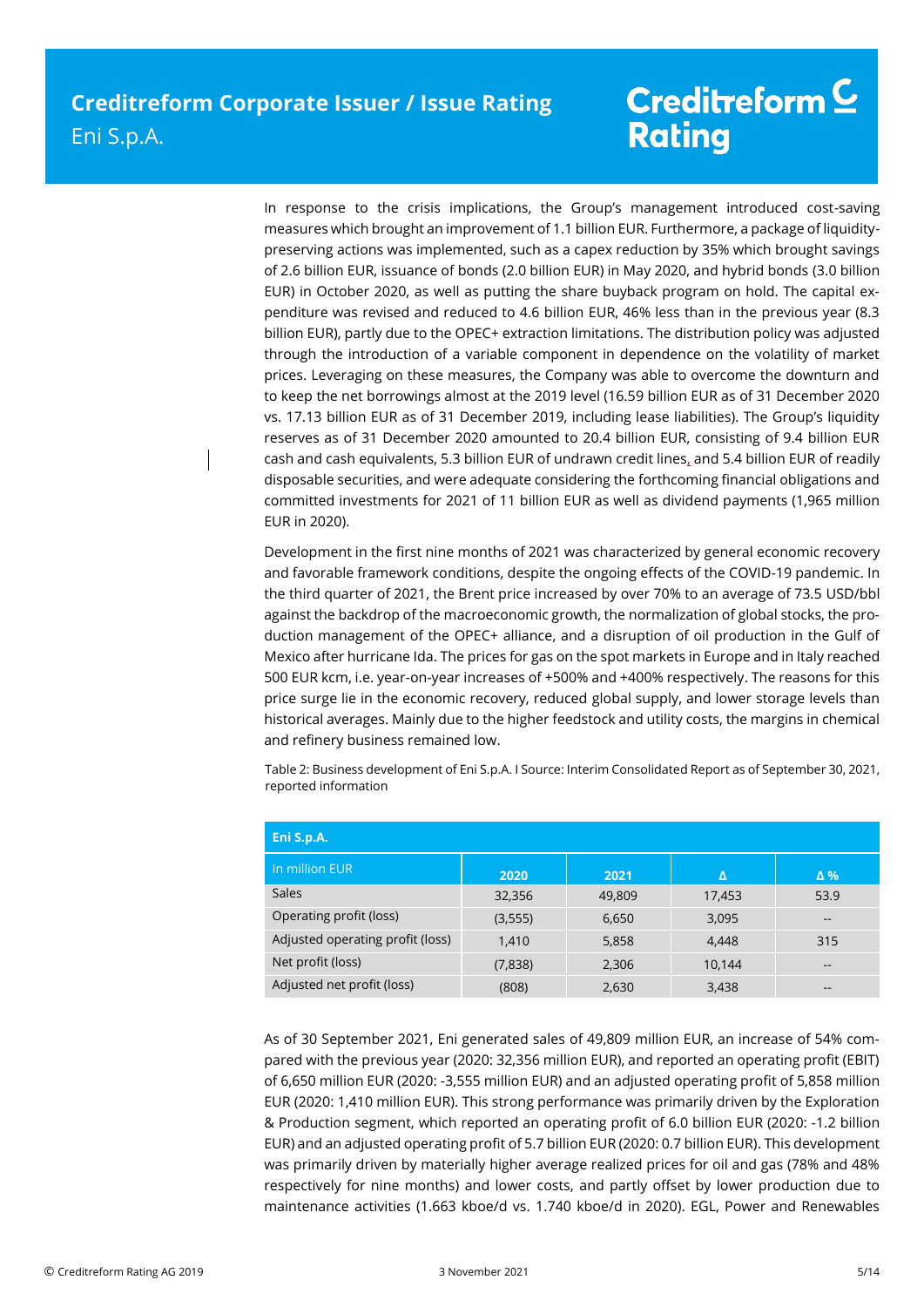In response to the crisis implications, the Group's management introduced cost-saving measures which brought an improvement of 1.1 billion EUR. Furthermore, a package of liquidity-preserving actions was implemented, such as a capex reduction by 35% which brought savings of 2.6 billion EUR, issuance of bonds (2.0 billion EUR) in May 2020, and hybrid bonds (3.0 billion EUR) in October 2020, as well as putting the share buyback program on hold. The capital expenditure was revised and reduced to 4.6 billion EUR, 46% less than in the previous year (8.3 billion EUR), partly due to the OPEC+ extraction limitations. The distribution policy was adjusted through the introduction of a variable component in dependence on the volatility of market prices. Leveraging on these measures, the Company was able to overcome the downturn and to keep the net borrowings almost at the 2019 level (16.59 billion EUR as of 31 December 2020 vs. 17.13 billion EUR as of 31 December 2019, including lease liabilities). The Group's liquidity reserves as of 31 December 2020 amounted to 20.4 billion EUR, consisting of 9.4 billion EUR cash and cash equivalents, 5.3 billion EUR of undrawn credit lines, and 5.4 billion EUR of readily disposable securities, and were adequate considering the forthcoming financial obligations and committed investments for 2021 of 11 billion EUR as well as dividend payments (1,965 million EUR in 2020).

Development in the first nine months of 2021 was characterized by general economic recovery and favorable framework conditions, despite the ongoing effects of the COVID-19 pandemic. In the third quarter of 2021, the Brent price increased by over 70% to an average of 73.5 USD/bbl against the backdrop of the macroeconomic growth, the normalization of global stocks, the production management of the OPEC+ alliance, and a disruption of oil production in the Gulf of Mexico after hurricane Ida. The prices for gas on the spot markets in Europe and in Italy reached 500 EUR kcm, i.e. year-on-year increases of +500% and +400% respectively. The reasons for this price surge lie in the economic recovery, reduced global supply, and lower storage levels than historical averages. Mainly due to the higher feedstock and utility costs, the margins in chemical and refinery business remained low.

Table 2: Business development of Eni S.p.A. I Source: Interim Consolidated Report as of September 30, 2021, reported information

| Eni S.p.A. | | | | |
|---|---|---|---|---|
| In million EUR | 2020 | 2021 | Δ | Δ % |
| Sales | 32,356 | 49,809 | 17,453 | 53.9 |
| Operating profit (loss) | (3,555) | 6,650 | 3,095 | -- |
| Adjusted operating profit (loss) | 1,410 | 5,858 | 4,448 | 315 |
| Net profit (loss) | (7,838) | 2,306 | 10,144 | -- |
| Adjusted net profit (loss) | (808) | 2,630 | 3,438 | -- |

As of 30 September 2021, Eni generated sales of 49,809 million EUR, an increase of 54% compared with the previous year (2020: 32,356 million EUR), and reported an operating profit (EBIT) of 6,650 million EUR (2020: -3,555 million EUR) and an adjusted operating profit of 5,858 million EUR (2020: 1,410 million EUR). This strong performance was primarily driven by the Exploration & Production segment, which reported an operating profit of 6.0 billion EUR (2020: -1.2 billion EUR) and an adjusted operating profit of 5.7 billion EUR (2020: 0.7 billion EUR). This development was primarily driven by materially higher average realized prices for oil and gas (78% and 48% respectively for nine months) and lower costs, and partly offset by lower production due to maintenance activities (1.663 kboe/d vs. 1.740 kboe/d in 2020). EGL, Power and Renewables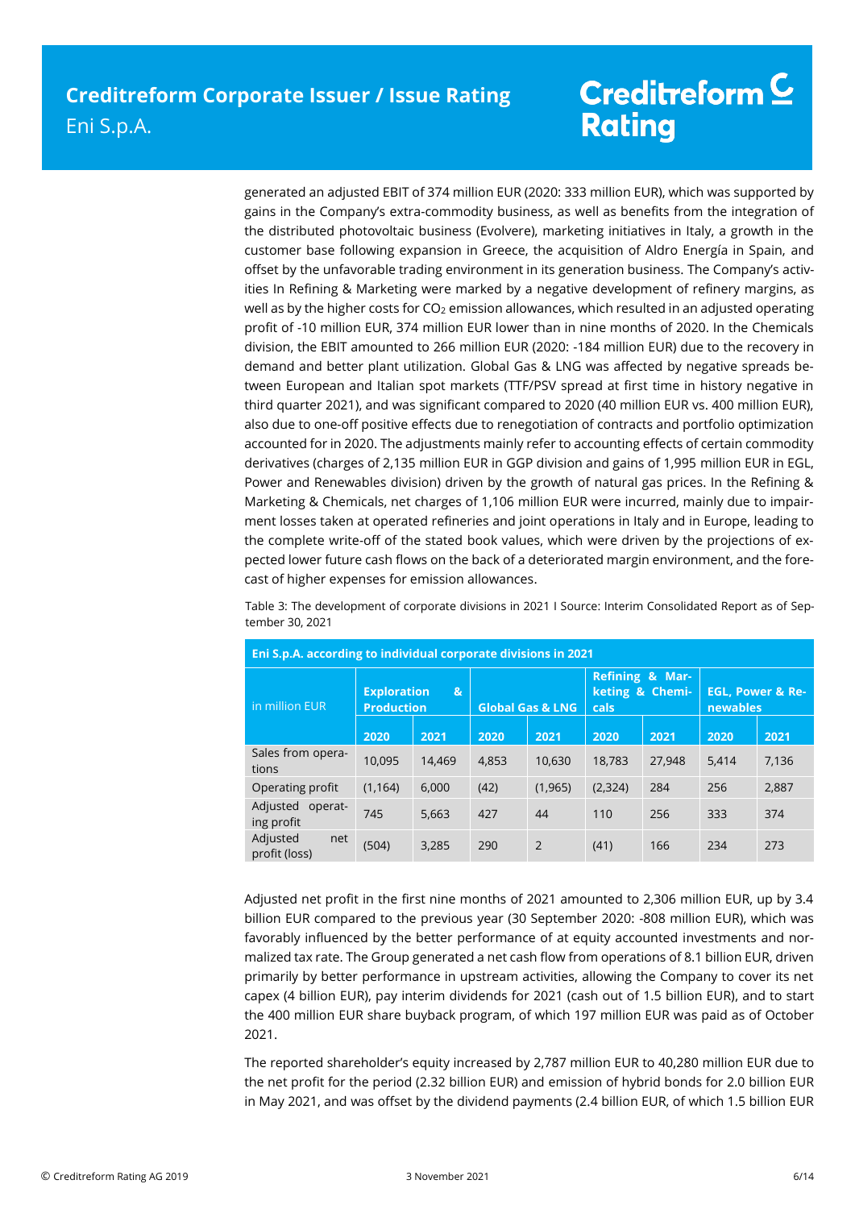generated an adjusted EBIT of 374 million EUR (2020: 333 million EUR), which was supported by gains in the Company's extra-commodity business, as well as benefits from the integration of the distributed photovoltaic business (Evolvere), marketing initiatives in Italy, a growth in the customer base following expansion in Greece, the acquisition of Aldro Energía in Spain, and offset by the unfavorable trading environment in its generation business. The Company's activities In Refining & Marketing were marked by a negative development of refinery margins, as well as by the higher costs for $CO_2$ emission allowances, which resulted in an adjusted operating profit of -10 million EUR, 374 million EUR lower than in nine months of 2020. In the Chemicals division, the EBIT amounted to 266 million EUR (2020: -184 million EUR) due to the recovery in demand and better plant utilization. Global Gas & LNG was affected by negative spreads between European and Italian spot markets (TTF/PSV spread at first time in history negative in third quarter 2021), and was significant compared to 2020 (40 million EUR vs. 400 million EUR), also due to one-off positive effects due to renegotiation of contracts and portfolio optimization accounted for in 2020. The adjustments mainly refer to accounting effects of certain commodity derivatives (charges of 2,135 million EUR in GGP division and gains of 1,995 million EUR in EGL, Power and Renewables division) driven by the growth of natural gas prices. In the Refining & Marketing & Chemicals, net charges of 1,106 million EUR were incurred, mainly due to impairment losses taken at operated refineries and joint operations in Italy and in Europe, leading to the complete write-off of the stated book values, which were driven by the projections of expected lower future cash flows on the back of a deteriorated margin environment, and the forecast of higher expenses for emission allowances.

Table 3: The development of corporate divisions in 2021 I Source: Interim Consolidated Report as of September 30, 2021

| Eni S.p.A. according to individual corporate divisions in 2021 | | | | | | | | |
|---|---|---|---|---|---|---|---|---|
| in million EUR | Exploration & Production | | Global Gas & LNG | | Refining & Marketing & Chemicals | | EGL, Power & Renewables | |
| | 2020 | 2021 | 2020 | 2021 | 2020 | 2021 | 2020 | 2021 |
| Sales from operations | 10,095 | 14,469 | 4,853 | 10,630 | 18,783 | 27,948 | 5,414 | 7,136 |
| Operating profit | (1,164) | 6,000 | (42) | (1,965) | (2,324) | 284 | 256 | 2,887 |
| Adjusted operating profit | 745 | 5,663 | 427 | 44 | 110 | 256 | 333 | 374 |
| Adjusted net profit (loss) | (504) | 3,285 | 290 | 2 | (41) | 166 | 234 | 273 |

Adjusted net profit in the first nine months of 2021 amounted to 2,306 million EUR, up by 3.4 billion EUR compared to the previous year (30 September 2020: -808 million EUR), which was favorably influenced by the better performance of at equity accounted investments and normalized tax rate. The Group generated a net cash flow from operations of 8.1 billion EUR, driven primarily by better performance in upstream activities, allowing the Company to cover its net capex (4 billion EUR), pay interim dividends for 2021 (cash out of 1.5 billion EUR), and to start the 400 million EUR share buyback program, of which 197 million EUR was paid as of October 2021.

The reported shareholder's equity increased by 2,787 million EUR to 40,280 million EUR due to the net profit for the period (2.32 billion EUR) and emission of hybrid bonds for 2.0 billion EUR in May 2021, and was offset by the dividend payments (2.4 billion EUR, of which 1.5 billion EUR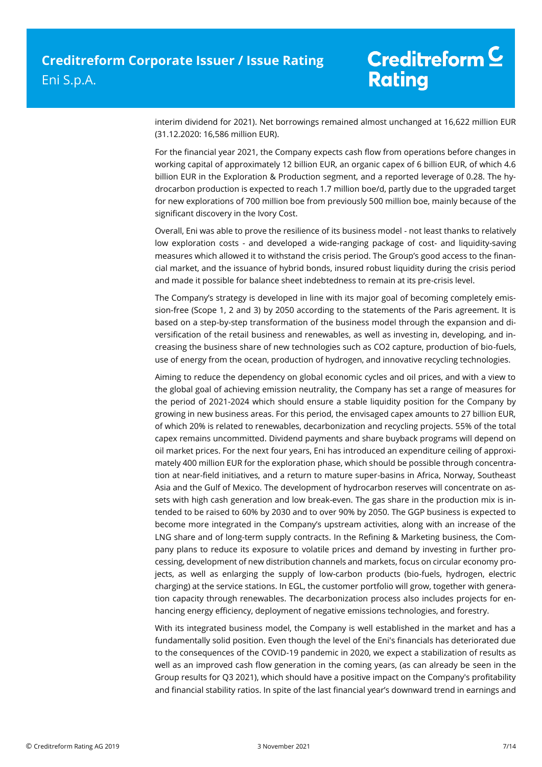interim dividend for 2021). Net borrowings remained almost unchanged at 16,622 million EUR (31.12.2020: 16,586 million EUR).

For the financial year 2021, the Company expects cash flow from operations before changes in working capital of approximately 12 billion EUR, an organic capex of 6 billion EUR, of which 4.6 billion EUR in the Exploration & Production segment, and a reported leverage of 0.28. The hydrocarbon production is expected to reach 1.7 million boe/d, partly due to the upgraded target for new explorations of 700 million boe from previously 500 million boe, mainly because of the significant discovery in the Ivory Cost.

Overall, Eni was able to prove the resilience of its business model - not least thanks to relatively low exploration costs - and developed a wide-ranging package of cost- and liquidity-saving measures which allowed it to withstand the crisis period. The Group's good access to the financial market, and the issuance of hybrid bonds, insured robust liquidity during the crisis period and made it possible for balance sheet indebtedness to remain at its pre-crisis level.

The Company's strategy is developed in line with its major goal of becoming completely emission-free (Scope 1, 2 and 3) by 2050 according to the statements of the Paris agreement. It is based on a step-by-step transformation of the business model through the expansion and diversification of the retail business and renewables, as well as investing in, developing, and increasing the business share of new technologies such as CO2 capture, production of bio-fuels, use of energy from the ocean, production of hydrogen, and innovative recycling technologies.

Aiming to reduce the dependency on global economic cycles and oil prices, and with a view to the global goal of achieving emission neutrality, the Company has set a range of measures for the period of 2021-2024 which should ensure a stable liquidity position for the Company by growing in new business areas. For this period, the envisaged capex amounts to 27 billion EUR, of which 20% is related to renewables, decarbonization and recycling projects. 55% of the total capex remains uncommitted. Dividend payments and share buyback programs will depend on oil market prices. For the next four years, Eni has introduced an expenditure ceiling of approximately 400 million EUR for the exploration phase, which should be possible through concentration at near-field initiatives, and a return to mature super-basins in Africa, Norway, Southeast Asia and the Gulf of Mexico. The development of hydrocarbon reserves will concentrate on assets with high cash generation and low break-even. The gas share in the production mix is intended to be raised to 60% by 2030 and to over 90% by 2050. The GGP business is expected to become more integrated in the Company's upstream activities, along with an increase of the LNG share and of long-term supply contracts. In the Refining & Marketing business, the Company plans to reduce its exposure to volatile prices and demand by investing in further processing, development of new distribution channels and markets, focus on circular economy projects, as well as enlarging the supply of low-carbon products (bio-fuels, hydrogen, electric charging) at the service stations. In EGL, the customer portfolio will grow, together with generation capacity through renewables. The decarbonization process also includes projects for enhancing energy efficiency, deployment of negative emissions technologies, and forestry.

With its integrated business model, the Company is well established in the market and has a fundamentally solid position. Even though the level of the Eni's financials has deteriorated due to the consequences of the COVID-19 pandemic in 2020, we expect a stabilization of results as well as an improved cash flow generation in the coming years, (as can already be seen in the Group results for Q3 2021), which should have a positive impact on the Company's profitability and financial stability ratios. In spite of the last financial year's downward trend in earnings and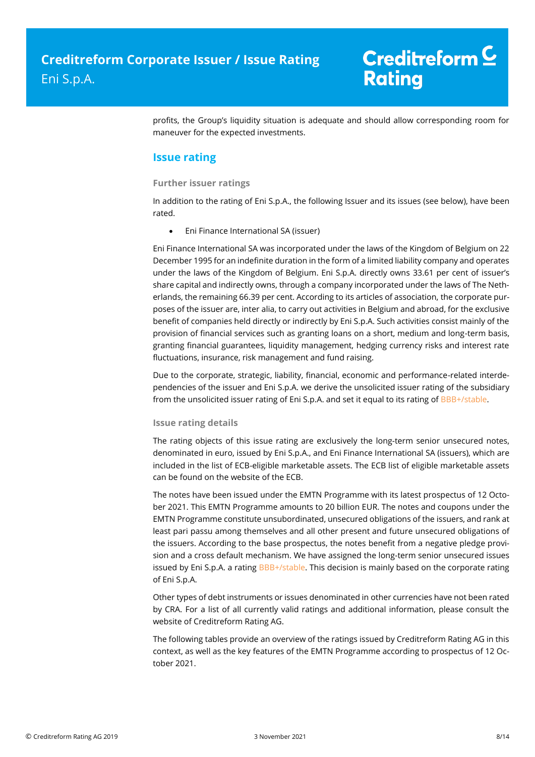profits, the Group's liquidity situation is adequate and should allow corresponding room for maneuver for the expected investments.

## Issue rating

### Further issuer ratings

In addition to the rating of Eni S.p.A., the following Issuer and its issues (see below), have been rated.

- Eni Finance International SA (issuer)

Eni Finance International SA was incorporated under the laws of the Kingdom of Belgium on 22 December 1995 for an indefinite duration in the form of a limited liability company and operates under the laws of the Kingdom of Belgium. Eni S.p.A. directly owns 33.61 per cent of issuer's share capital and indirectly owns, through a company incorporated under the laws of The Netherlands, the remaining 66.39 per cent. According to its articles of association, the corporate purposes of the issuer are, inter alia, to carry out activities in Belgium and abroad, for the exclusive benefit of companies held directly or indirectly by Eni S.p.A. Such activities consist mainly of the provision of financial services such as granting loans on a short, medium and long-term basis, granting financial guarantees, liquidity management, hedging currency risks and interest rate fluctuations, insurance, risk management and fund raising.

Due to the corporate, strategic, liability, financial, economic and performance-related interdependencies of the issuer and Eni S.p.A. we derive the unsolicited issuer rating of the subsidiary from the unsolicited issuer rating of Eni S.p.A. and set it equal to its rating of BBB+/stable.

### Issue rating details

The rating objects of this issue rating are exclusively the long-term senior unsecured notes, denominated in euro, issued by Eni S.p.A., and Eni Finance International SA (issuers), which are included in the list of ECB-eligible marketable assets. The ECB list of eligible marketable assets can be found on the website of the ECB.

The notes have been issued under the EMTN Programme with its latest prospectus of 12 October 2021. This EMTN Programme amounts to 20 billion EUR. The notes and coupons under the EMTN Programme constitute unsubordinated, unsecured obligations of the issuers, and rank at least pari passu among themselves and all other present and future unsecured obligations of the issuers. According to the base prospectus, the notes benefit from a negative pledge provision and a cross default mechanism. We have assigned the long-term senior unsecured issues issued by Eni S.p.A. a rating BBB+/stable. This decision is mainly based on the corporate rating of Eni S.p.A.

Other types of debt instruments or issues denominated in other currencies have not been rated by CRA. For a list of all currently valid ratings and additional information, please consult the website of Creditreform Rating AG.

The following tables provide an overview of the ratings issued by Creditreform Rating AG in this context, as well as the key features of the EMTN Programme according to prospectus of 12 October 2021.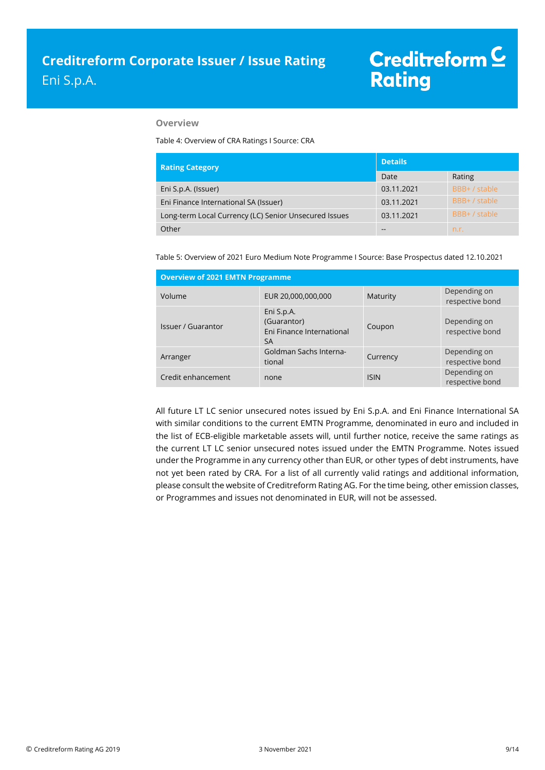### Overview

Table 4: Overview of CRA Ratings I Source: CRA

| Rating Category | Details | |
|---|---|---|
| | Date | Rating |
| Eni S.p.A. (Issuer) | 03.11.2021 | BBB+ / stable |
| Eni Finance International SA (Issuer) | 03.11.2021 | BBB+ / stable |
| Long-term Local Currency (LC) Senior Unsecured Issues | 03.11.2021 | BBB+ / stable |
| Other | -- | n.r. |

Table 5: Overview of 2021 Euro Medium Note Programme I Source: Base Prospectus dated 12.10.2021

| Overview of 2021 EMTN Programme | | | |
|---|---|---|---|
| Volume | EUR 20,000,000,000 | Maturity | Depending on respective bond |
| Issuer / Guarantor | Eni S.p.A. (Guarantor) Eni Finance International SA | Coupon | Depending on respective bond |
| Arranger | Goldman Sachs International | Currency | Depending on respective bond |
| Credit enhancement | none | ISIN | Depending on respective bond |

All future LT LC senior unsecured notes issued by Eni S.p.A. and Eni Finance International SA with similar conditions to the current EMTN Programme, denominated in euro and included in the list of ECB-eligible marketable assets will, until further notice, receive the same ratings as the current LT LC senior unsecured notes issued under the EMTN Programme. Notes issued under the Programme in any currency other than EUR, or other types of debt instruments, have not yet been rated by CRA. For a list of all currently valid ratings and additional information, please consult the website of Creditreform Rating AG. For the time being, other emission classes, or Programmes and issues not denominated in EUR, will not be assessed.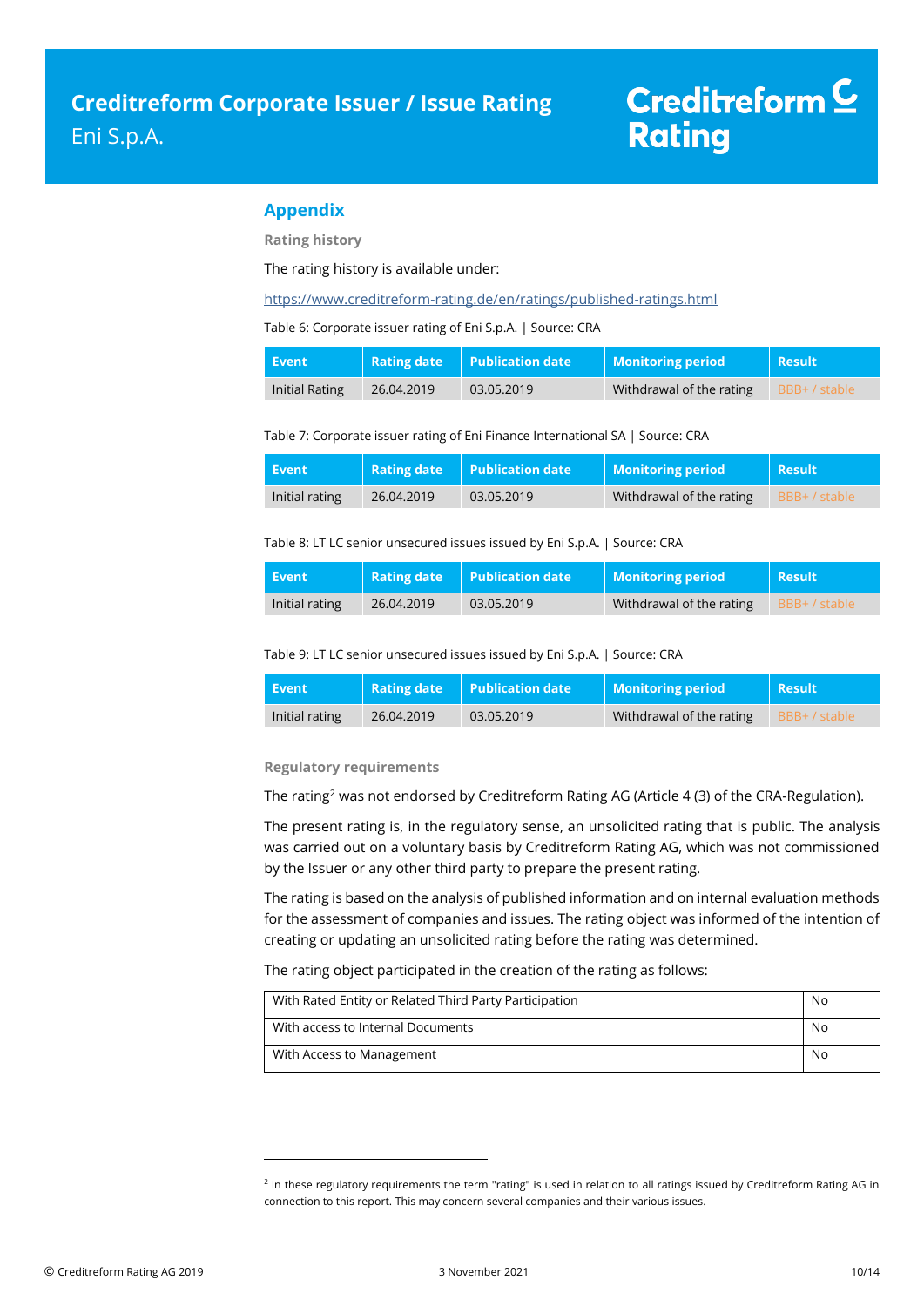## Appendix

### Rating history

The rating history is available under:

https://www.creditreform-rating.de/en/ratings/published-ratings.html

Table 6: Corporate issuer rating of Eni S.p.A. | Source: CRA

| Event | Rating date | Publication date | Monitoring period | Result |
|---|---|---|---|---|
| Initial Rating | 26.04.2019 | 03.05.2019 | Withdrawal of the rating | BBB+ / stable |

Table 7: Corporate issuer rating of Eni Finance International SA | Source: CRA

| Event | Rating date | Publication date | Monitoring period | Result |
|---|---|---|---|---|
| Initial rating | 26.04.2019 | 03.05.2019 | Withdrawal of the rating | BBB+ / stable |

Table 8: LT LC senior unsecured issues issued by Eni S.p.A. | Source: CRA

| Event | Rating date | Publication date | Monitoring period | Result |
|---|---|---|---|---|
| Initial rating | 26.04.2019 | 03.05.2019 | Withdrawal of the rating | BBB+ / stable |

Table 9: LT LC senior unsecured issues issued by Eni S.p.A. | Source: CRA

| Event | Rating date | Publication date | Monitoring period | Result |
|---|---|---|---|---|
| Initial rating | 26.04.2019 | 03.05.2019 | Withdrawal of the rating | BBB+ / stable |

### Regulatory requirements

The rating[2] was not endorsed by Creditreform Rating AG (Article 4 (3) of the CRA-Regulation).

The present rating is, in the regulatory sense, an unsolicited rating that is public. The analysis was carried out on a voluntary basis by Creditreform Rating AG, which was not commissioned by the Issuer or any other third party to prepare the present rating.

The rating is based on the analysis of published information and on internal evaluation methods for the assessment of companies and issues. The rating object was informed of the intention of creating or updating an unsolicited rating before the rating was determined.

The rating object participated in the creation of the rating as follows:

| | |
|---|---|
| With Rated Entity or Related Third Party Participation | No |
| With access to Internal Documents | No |
| With Access to Management | No |

[2] In these regulatory requirements the term "rating" is used in relation to all ratings issued by Creditreform Rating AG in connection to this report. This may concern several companies and their various issues.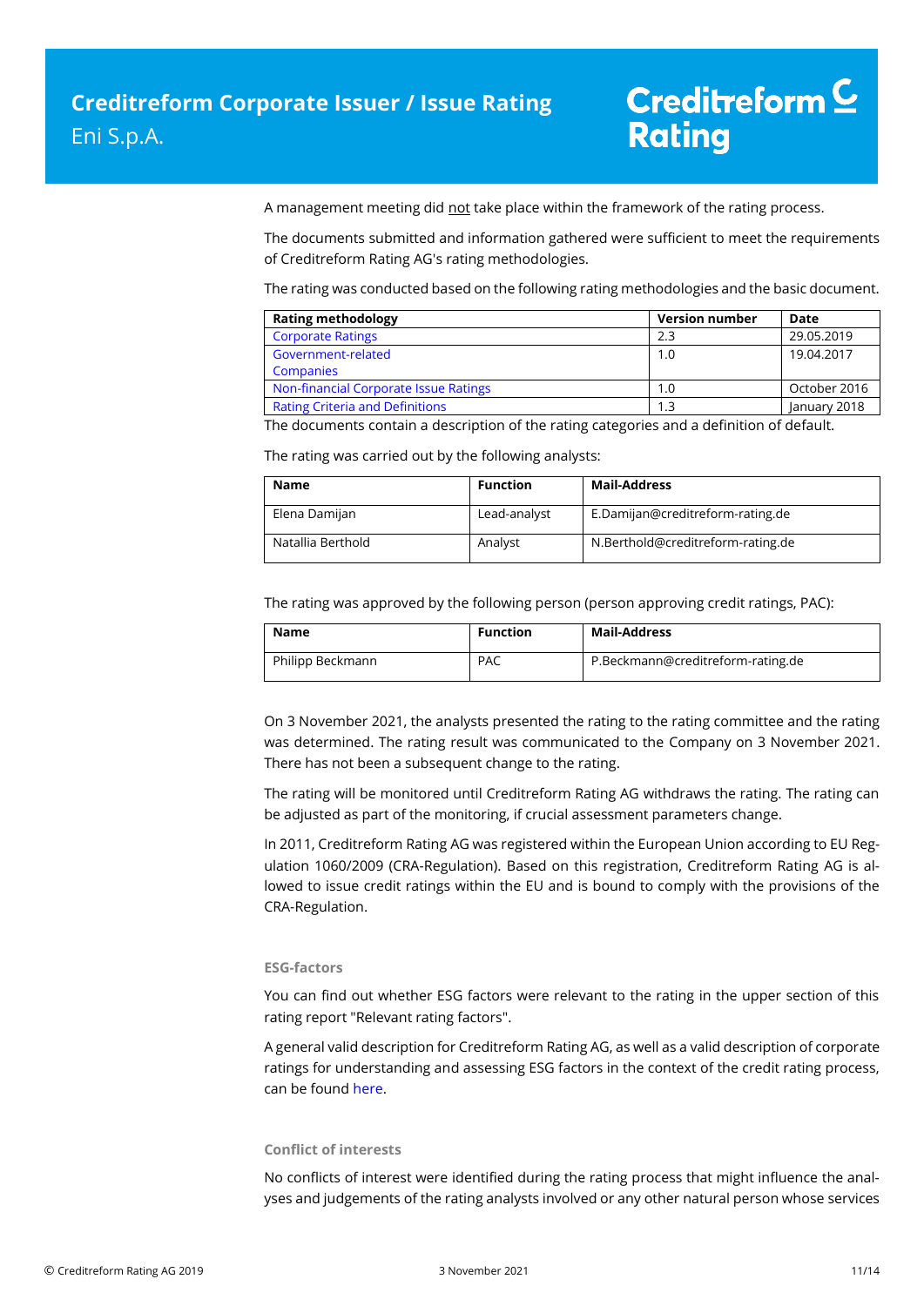A management meeting did not take place within the framework of the rating process.

The documents submitted and information gathered were sufficient to meet the requirements of Creditreform Rating AG's rating methodologies.

The rating was conducted based on the following rating methodologies and the basic document.

| Rating methodology | Version number | Date |
|---|---|---|
| Corporate Ratings | 2.3 | 29.05.2019 |
| Government-related Companies | 1.0 | 19.04.2017 |
| Non-financial Corporate Issue Ratings | 1.0 | October 2016 |
| Rating Criteria and Definitions | 1.3 | January 2018 |

The documents contain a description of the rating categories and a definition of default.

The rating was carried out by the following analysts:

| Name | Function | Mail-Address |
|---|---|---|
| Elena Damijan | Lead-analyst | E.Damijan@creditreform-rating.de |
| Natallia Berthold | Analyst | N.Berthold@creditreform-rating.de |

The rating was approved by the following person (person approving credit ratings, PAC):

| Name | Function | Mail-Address |
|---|---|---|
| Philipp Beckmann | PAC | P.Beckmann@creditreform-rating.de |

On 3 November 2021, the analysts presented the rating to the rating committee and the rating was determined. The rating result was communicated to the Company on 3 November 2021. There has not been a subsequent change to the rating.

The rating will be monitored until Creditreform Rating AG withdraws the rating. The rating can be adjusted as part of the monitoring, if crucial assessment parameters change.

In 2011, Creditreform Rating AG was registered within the European Union according to EU Regulation 1060/2009 (CRA-Regulation). Based on this registration, Creditreform Rating AG is allowed to issue credit ratings within the EU and is bound to comply with the provisions of the CRA-Regulation.

### ESG-factors

You can find out whether ESG factors were relevant to the rating in the upper section of this rating report "Relevant rating factors".

A general valid description for Creditreform Rating AG, as well as a valid description of corporate ratings for understanding and assessing ESG factors in the context of the credit rating process, can be found here.

### Conflict of interests

No conflicts of interest were identified during the rating process that might influence the analyses and judgements of the rating analysts involved or any other natural person whose services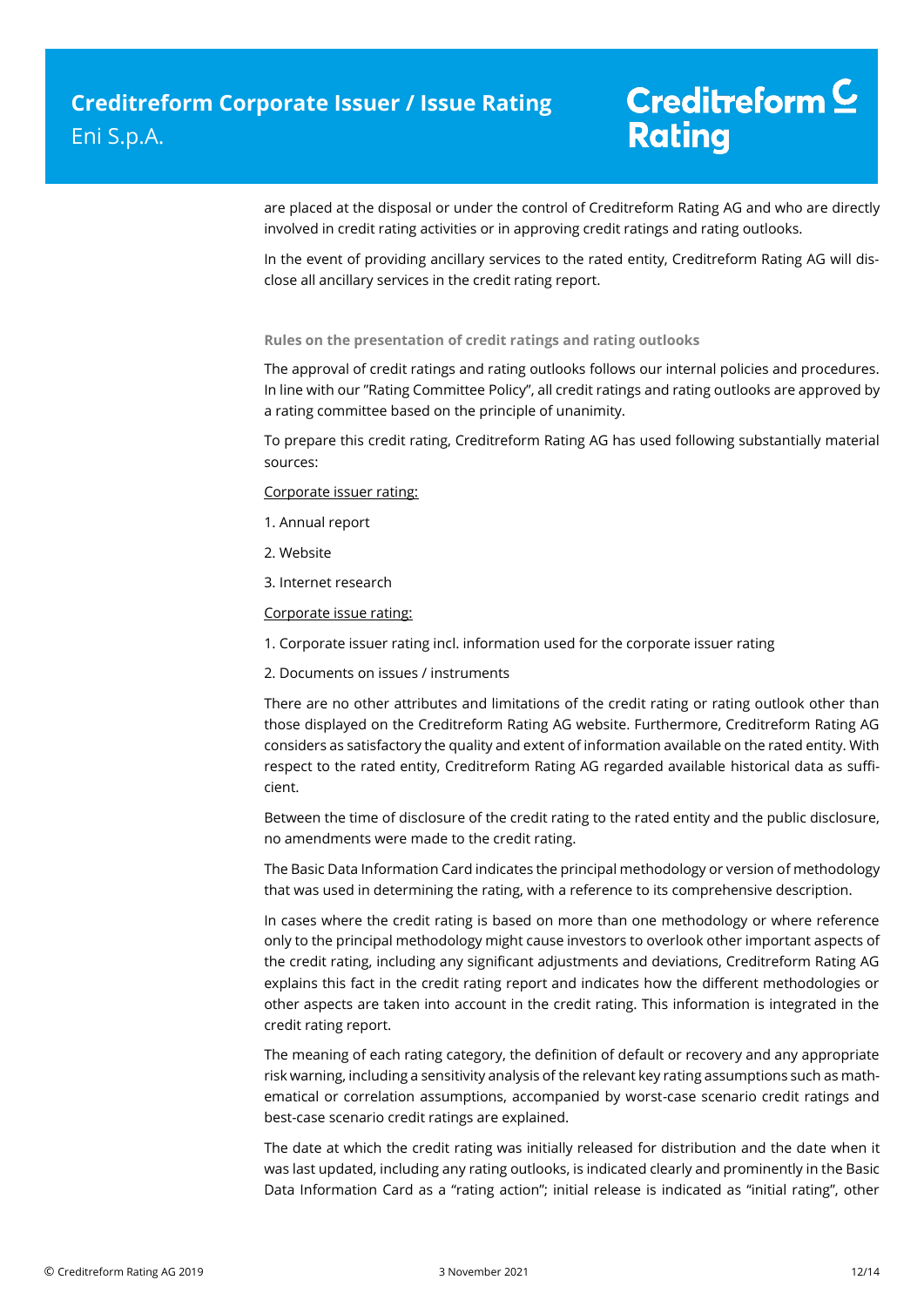are placed at the disposal or under the control of Creditreform Rating AG and who are directly involved in credit rating activities or in approving credit ratings and rating outlooks.

In the event of providing ancillary services to the rated entity, Creditreform Rating AG will disclose all ancillary services in the credit rating report.

**Rules on the presentation of credit ratings and rating outlooks**

The approval of credit ratings and rating outlooks follows our internal policies and procedures. In line with our "Rating Committee Policy", all credit ratings and rating outlooks are approved by a rating committee based on the principle of unanimity.

To prepare this credit rating, Creditreform Rating AG has used following substantially material sources:

Corporate issuer rating:

1. Annual report
2. Website
3. Internet research

Corporate issue rating:

1. Corporate issuer rating incl. information used for the corporate issuer rating
2. Documents on issues / instruments

There are no other attributes and limitations of the credit rating or rating outlook other than those displayed on the Creditreform Rating AG website. Furthermore, Creditreform Rating AG considers as satisfactory the quality and extent of information available on the rated entity. With respect to the rated entity, Creditreform Rating AG regarded available historical data as sufficient.

Between the time of disclosure of the credit rating to the rated entity and the public disclosure, no amendments were made to the credit rating.

The Basic Data Information Card indicates the principal methodology or version of methodology that was used in determining the rating, with a reference to its comprehensive description.

In cases where the credit rating is based on more than one methodology or where reference only to the principal methodology might cause investors to overlook other important aspects of the credit rating, including any significant adjustments and deviations, Creditreform Rating AG explains this fact in the credit rating report and indicates how the different methodologies or other aspects are taken into account in the credit rating. This information is integrated in the credit rating report.

The meaning of each rating category, the definition of default or recovery and any appropriate risk warning, including a sensitivity analysis of the relevant key rating assumptions such as mathematical or correlation assumptions, accompanied by worst-case scenario credit ratings and best-case scenario credit ratings are explained.

The date at which the credit rating was initially released for distribution and the date when it was last updated, including any rating outlooks, is indicated clearly and prominently in the Basic Data Information Card as a "rating action"; initial release is indicated as "initial rating", other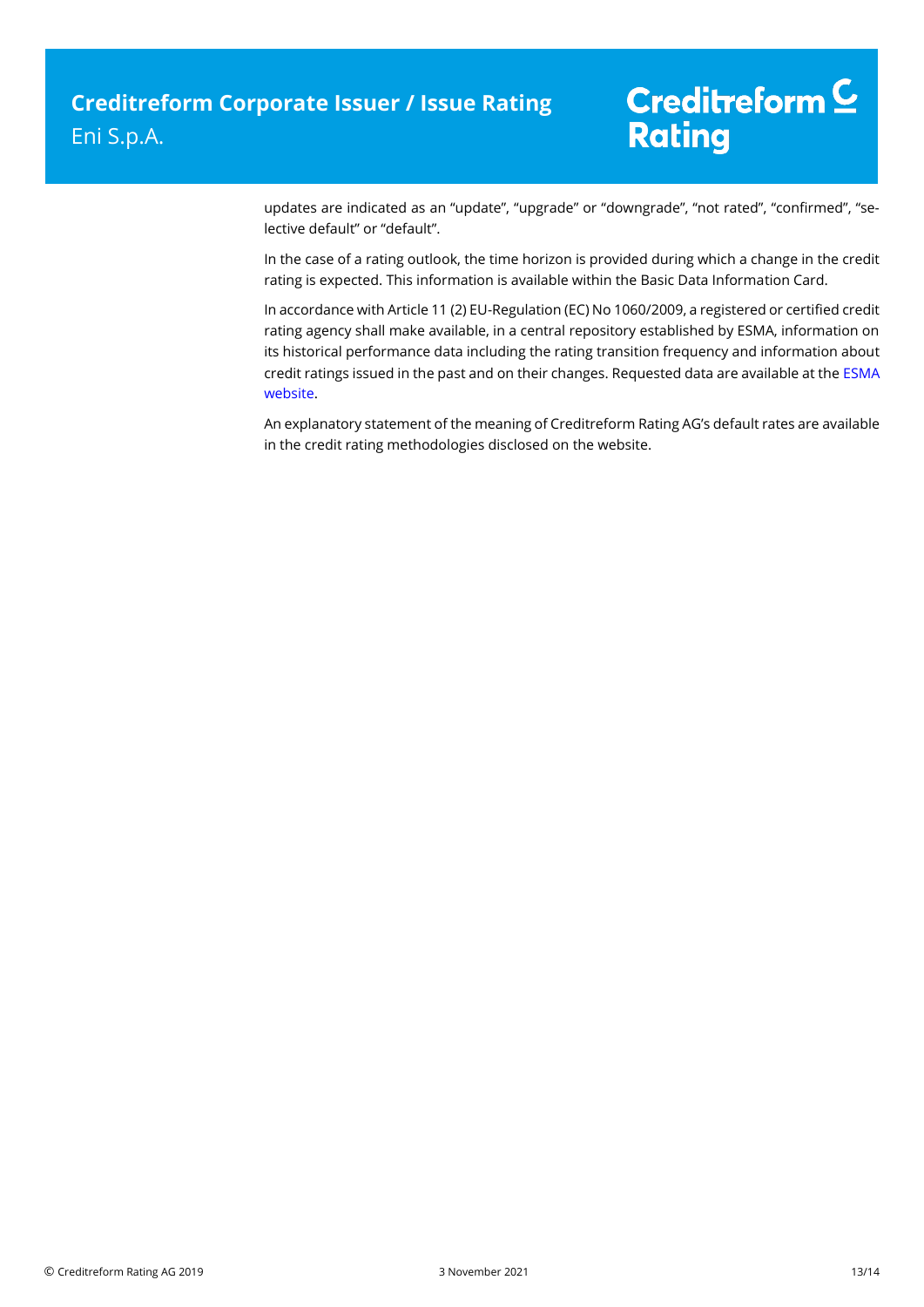updates are indicated as an "update", "upgrade" or "downgrade", "not rated", "confirmed", "selective default" or "default".

In the case of a rating outlook, the time horizon is provided during which a change in the credit rating is expected. This information is available within the Basic Data Information Card.

In accordance with Article 11 (2) EU-Regulation (EC) No 1060/2009, a registered or certified credit rating agency shall make available, in a central repository established by ESMA, information on its historical performance data including the rating transition frequency and information about credit ratings issued in the past and on their changes. Requested data are available at the ESMA website.

An explanatory statement of the meaning of Creditreform Rating AG's default rates are available in the credit rating methodologies disclosed on the website.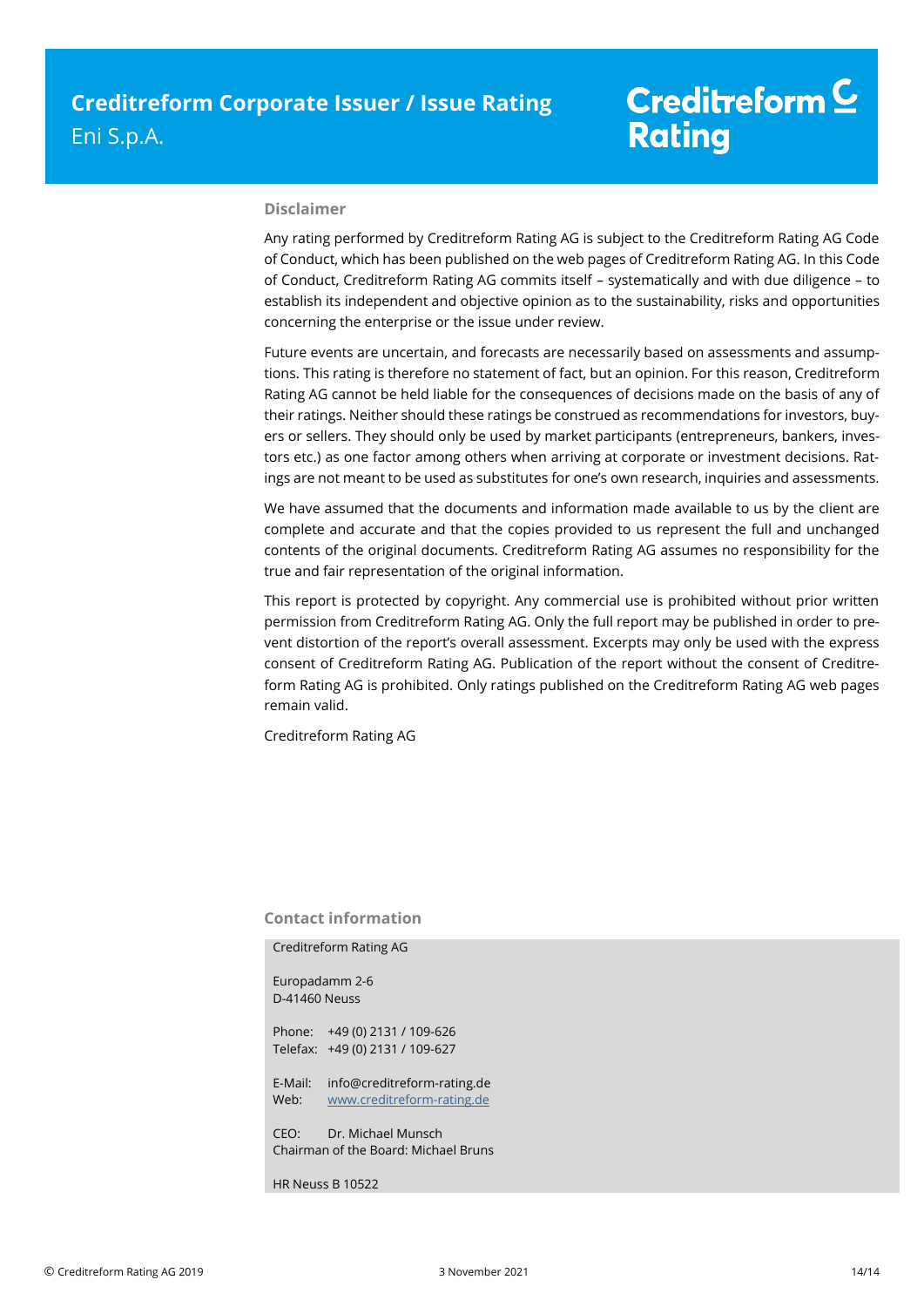## Disclaimer

Any rating performed by Creditreform Rating AG is subject to the Creditreform Rating AG Code of Conduct, which has been published on the web pages of Creditreform Rating AG. In this Code of Conduct, Creditreform Rating AG commits itself – systematically and with due diligence – to establish its independent and objective opinion as to the sustainability, risks and opportunities concerning the enterprise or the issue under review.

Future events are uncertain, and forecasts are necessarily based on assessments and assumptions. This rating is therefore no statement of fact, but an opinion. For this reason, Creditreform Rating AG cannot be held liable for the consequences of decisions made on the basis of any of their ratings. Neither should these ratings be construed as recommendations for investors, buyers or sellers. They should only be used by market participants (entrepreneurs, bankers, investors etc.) as one factor among others when arriving at corporate or investment decisions. Ratings are not meant to be used as substitutes for one's own research, inquiries and assessments.

We have assumed that the documents and information made available to us by the client are complete and accurate and that the copies provided to us represent the full and unchanged contents of the original documents. Creditreform Rating AG assumes no responsibility for the true and fair representation of the original information.

This report is protected by copyright. Any commercial use is prohibited without prior written permission from Creditreform Rating AG. Only the full report may be published in order to prevent distortion of the report's overall assessment. Excerpts may only be used with the express consent of Creditreform Rating AG. Publication of the report without the consent of Creditreform Rating AG is prohibited. Only ratings published on the Creditreform Rating AG web pages remain valid.

Creditreform Rating AG

## Contact information

Creditreform Rating AG

Europadamm 2-6
D-41460 Neuss

Phone: +49 (0) 2131 / 109-626
Telefax: +49 (0) 2131 / 109-627

E-Mail: info@creditreform-rating.de
Web: www.creditreform-rating.de

CEO: Dr. Michael Munsch
Chairman of the Board: Michael Bruns

HR Neuss B 10522